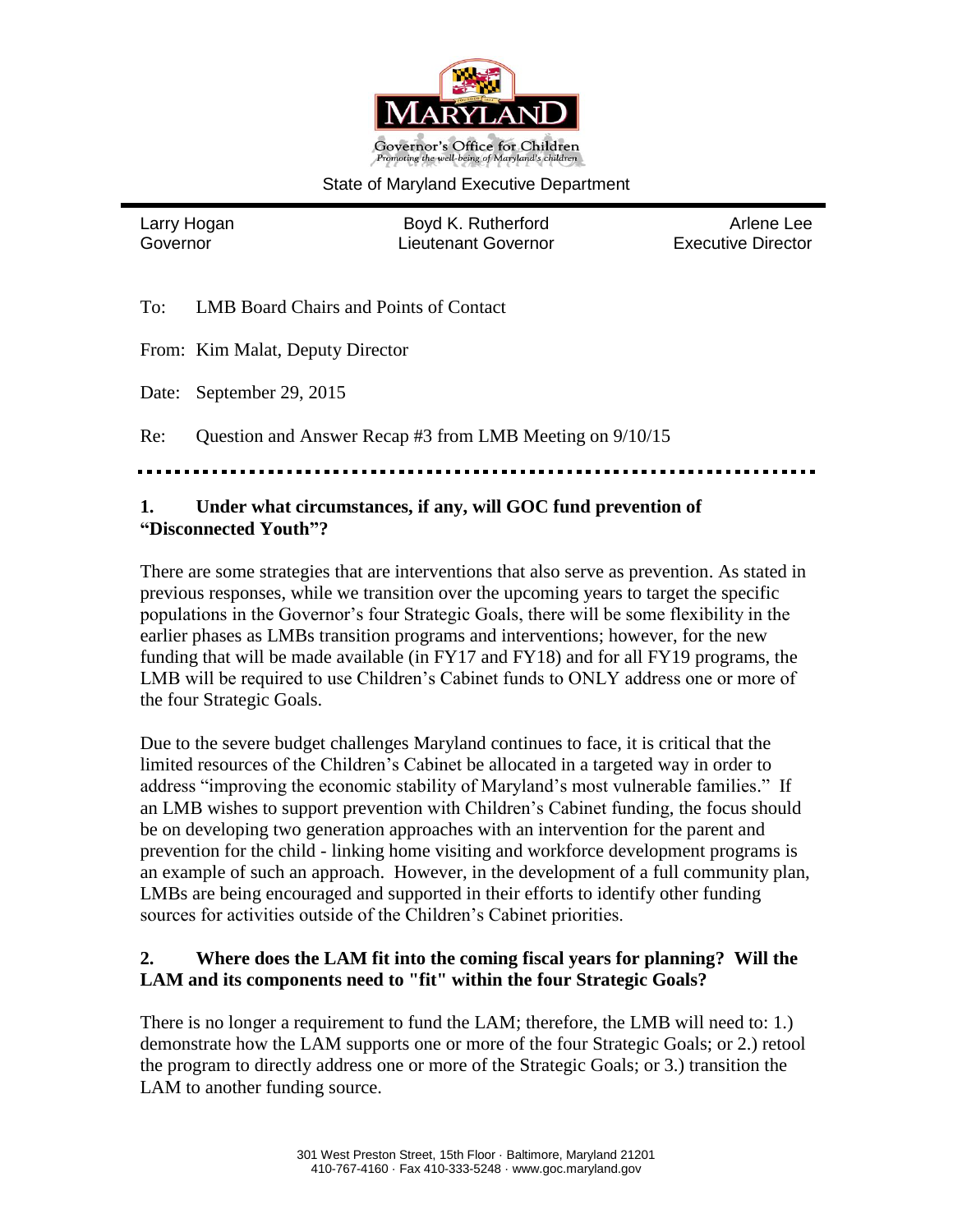Governor's Office for Children

*Promoting the well-being of Maryland's children*

State of Maryland Executive Department

| Larry Hogan | Boyd K. Rutherford | Arlene Lee |
|---|---|---|
| Governor | Lieutenant Governor | Executive Director |

To: LMB Board Chairs and Points of Contact

From: Kim Malat, Deputy Director

Date: September 29, 2015

Re: Question and Answer Recap #3 from LMB Meeting on 9/10/15

**1. Under what circumstances, if any, will GOC fund prevention of "Disconnected Youth"?**

There are some strategies that are interventions that also serve as prevention. As stated in previous responses, while we transition over the upcoming years to target the specific populations in the Governor's four Strategic Goals, there will be some flexibility in the earlier phases as LMBs transition programs and interventions; however, for the new funding that will be made available (in FY17 and FY18) and for all FY19 programs, the LMB will be required to use Children's Cabinet funds to ONLY address one or more of the four Strategic Goals.

Due to the severe budget challenges Maryland continues to face, it is critical that the limited resources of the Children's Cabinet be allocated in a targeted way in order to address "improving the economic stability of Maryland's most vulnerable families." If an LMB wishes to support prevention with Children's Cabinet funding, the focus should be on developing two generation approaches with an intervention for the parent and prevention for the child - linking home visiting and workforce development programs is an example of such an approach. However, in the development of a full community plan, LMBs are being encouraged and supported in their efforts to identify other funding sources for activities outside of the Children's Cabinet priorities.

**2. Where does the LAM fit into the coming fiscal years for planning? Will the LAM and its components need to "fit" within the four Strategic Goals?**

There is no longer a requirement to fund the LAM; therefore, the LMB will need to: 1.) demonstrate how the LAM supports one or more of the four Strategic Goals; or 2.) retool the program to directly address one or more of the Strategic Goals; or 3.) transition the LAM to another funding source.

301 West Preston Street, 15th Floor · Baltimore, Maryland 21201
410-767-4160 · Fax 410-333-5248 · www.goc.maryland.gov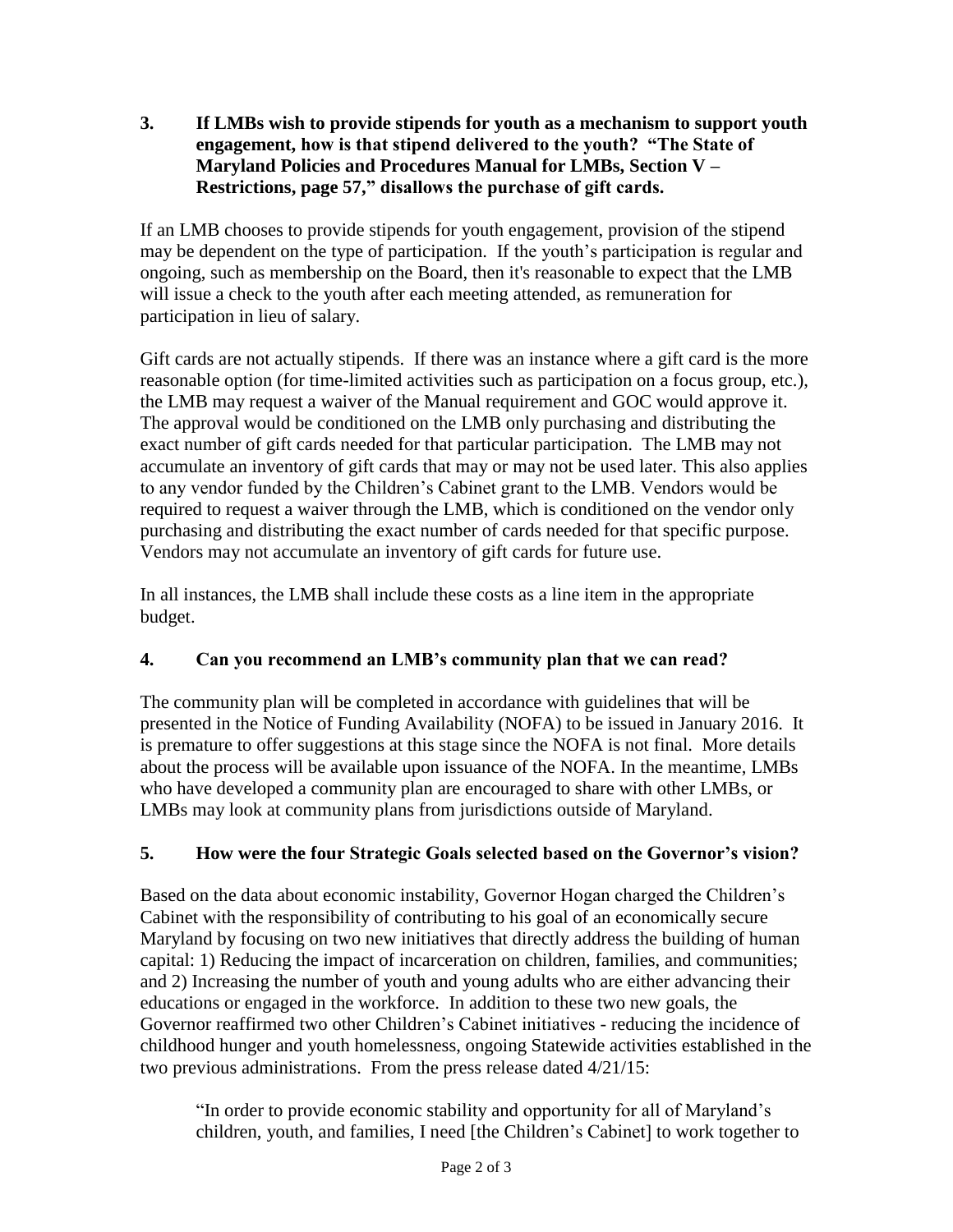**3. If LMBs wish to provide stipends for youth as a mechanism to support youth engagement, how is that stipend delivered to the youth? "The State of Maryland Policies and Procedures Manual for LMBs, Section V – Restrictions, page 57," disallows the purchase of gift cards.**

If an LMB chooses to provide stipends for youth engagement, provision of the stipend may be dependent on the type of participation. If the youth's participation is regular and ongoing, such as membership on the Board, then it's reasonable to expect that the LMB will issue a check to the youth after each meeting attended, as remuneration for participation in lieu of salary.

Gift cards are not actually stipends. If there was an instance where a gift card is the more reasonable option (for time-limited activities such as participation on a focus group, etc.), the LMB may request a waiver of the Manual requirement and GOC would approve it. The approval would be conditioned on the LMB only purchasing and distributing the exact number of gift cards needed for that particular participation. The LMB may not accumulate an inventory of gift cards that may or may not be used later. This also applies to any vendor funded by the Children's Cabinet grant to the LMB. Vendors would be required to request a waiver through the LMB, which is conditioned on the vendor only purchasing and distributing the exact number of cards needed for that specific purpose. Vendors may not accumulate an inventory of gift cards for future use.

In all instances, the LMB shall include these costs as a line item in the appropriate budget.

**4. Can you recommend an LMB's community plan that we can read?**

The community plan will be completed in accordance with guidelines that will be presented in the Notice of Funding Availability (NOFA) to be issued in January 2016. It is premature to offer suggestions at this stage since the NOFA is not final. More details about the process will be available upon issuance of the NOFA. In the meantime, LMBs who have developed a community plan are encouraged to share with other LMBs, or LMBs may look at community plans from jurisdictions outside of Maryland.

**5. How were the four Strategic Goals selected based on the Governor's vision?**

Based on the data about economic instability, Governor Hogan charged the Children's Cabinet with the responsibility of contributing to his goal of an economically secure Maryland by focusing on two new initiatives that directly address the building of human capital: 1) Reducing the impact of incarceration on children, families, and communities; and 2) Increasing the number of youth and young adults who are either advancing their educations or engaged in the workforce. In addition to these two new goals, the Governor reaffirmed two other Children's Cabinet initiatives - reducing the incidence of childhood hunger and youth homelessness, ongoing Statewide activities established in the two previous administrations. From the press release dated 4/21/15:

> "In order to provide economic stability and opportunity for all of Maryland's children, youth, and families, I need [the Children's Cabinet] to work together to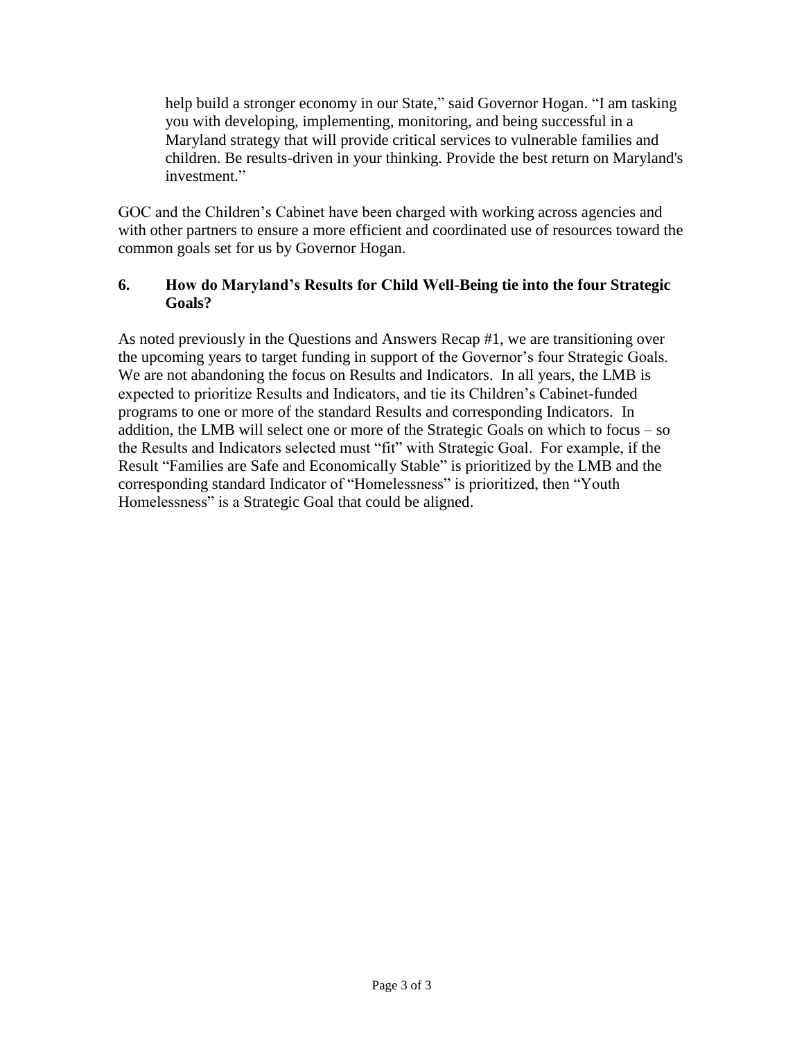help build a stronger economy in our State," said Governor Hogan. "I am tasking you with developing, implementing, monitoring, and being successful in a Maryland strategy that will provide critical services to vulnerable families and children. Be results-driven in your thinking. Provide the best return on Maryland's investment."

GOC and the Children's Cabinet have been charged with working across agencies and with other partners to ensure a more efficient and coordinated use of resources toward the common goals set for us by Governor Hogan.

### 6. How do Maryland's Results for Child Well-Being tie into the four Strategic Goals?

As noted previously in the Questions and Answers Recap #1, we are transitioning over the upcoming years to target funding in support of the Governor's four Strategic Goals. We are not abandoning the focus on Results and Indicators. In all years, the LMB is expected to prioritize Results and Indicators, and tie its Children's Cabinet-funded programs to one or more of the standard Results and corresponding Indicators. In addition, the LMB will select one or more of the Strategic Goals on which to focus – so the Results and Indicators selected must "fit" with Strategic Goal. For example, if the Result "Families are Safe and Economically Stable" is prioritized by the LMB and the corresponding standard Indicator of "Homelessness" is prioritized, then "Youth Homelessness" is a Strategic Goal that could be aligned.